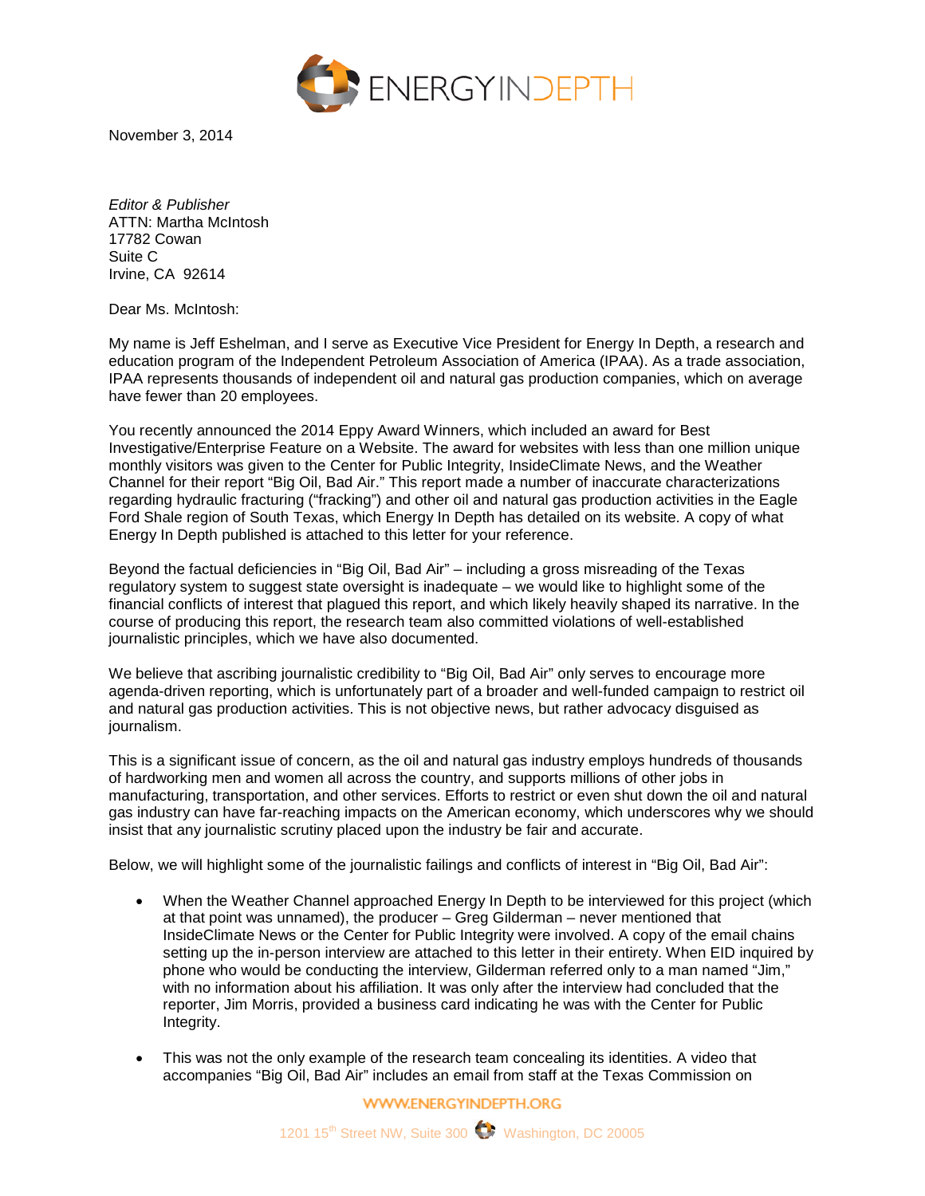ENERGYINDEPTH

November 3, 2014

*Editor & Publisher*
ATTN: Martha McIntosh
17782 Cowan
Suite C
Irvine, CA 92614

Dear Ms. McIntosh:

My name is Jeff Eshelman, and I serve as Executive Vice President for Energy In Depth, a research and education program of the Independent Petroleum Association of America (IPAA). As a trade association, IPAA represents thousands of independent oil and natural gas production companies, which on average have fewer than 20 employees.

You recently announced the 2014 Eppy Award Winners, which included an award for Best Investigative/Enterprise Feature on a Website. The award for websites with less than one million unique monthly visitors was given to the Center for Public Integrity, InsideClimate News, and the Weather Channel for their report "Big Oil, Bad Air." This report made a number of inaccurate characterizations regarding hydraulic fracturing ("fracking") and other oil and natural gas production activities in the Eagle Ford Shale region of South Texas, which Energy In Depth has detailed on its website. A copy of what Energy In Depth published is attached to this letter for your reference.

Beyond the factual deficiencies in "Big Oil, Bad Air" – including a gross misreading of the Texas regulatory system to suggest state oversight is inadequate – we would like to highlight some of the financial conflicts of interest that plagued this report, and which likely heavily shaped its narrative. In the course of producing this report, the research team also committed violations of well-established journalistic principles, which we have also documented.

We believe that ascribing journalistic credibility to "Big Oil, Bad Air" only serves to encourage more agenda-driven reporting, which is unfortunately part of a broader and well-funded campaign to restrict oil and natural gas production activities. This is not objective news, but rather advocacy disguised as journalism.

This is a significant issue of concern, as the oil and natural gas industry employs hundreds of thousands of hardworking men and women all across the country, and supports millions of other jobs in manufacturing, transportation, and other services. Efforts to restrict or even shut down the oil and natural gas industry can have far-reaching impacts on the American economy, which underscores why we should insist that any journalistic scrutiny placed upon the industry be fair and accurate.

Below, we will highlight some of the journalistic failings and conflicts of interest in "Big Oil, Bad Air":

- When the Weather Channel approached Energy In Depth to be interviewed for this project (which at that point was unnamed), the producer – Greg Gilderman – never mentioned that InsideClimate News or the Center for Public Integrity were involved. A copy of the email chains setting up the in-person interview are attached to this letter in their entirety. When EID inquired by phone who would be conducting the interview, Gilderman referred only to a man named "Jim," with no information about his affiliation. It was only after the interview had concluded that the reporter, Jim Morris, provided a business card indicating he was with the Center for Public Integrity.
- This was not the only example of the research team concealing its identities. A video that accompanies "Big Oil, Bad Air" includes an email from staff at the Texas Commission on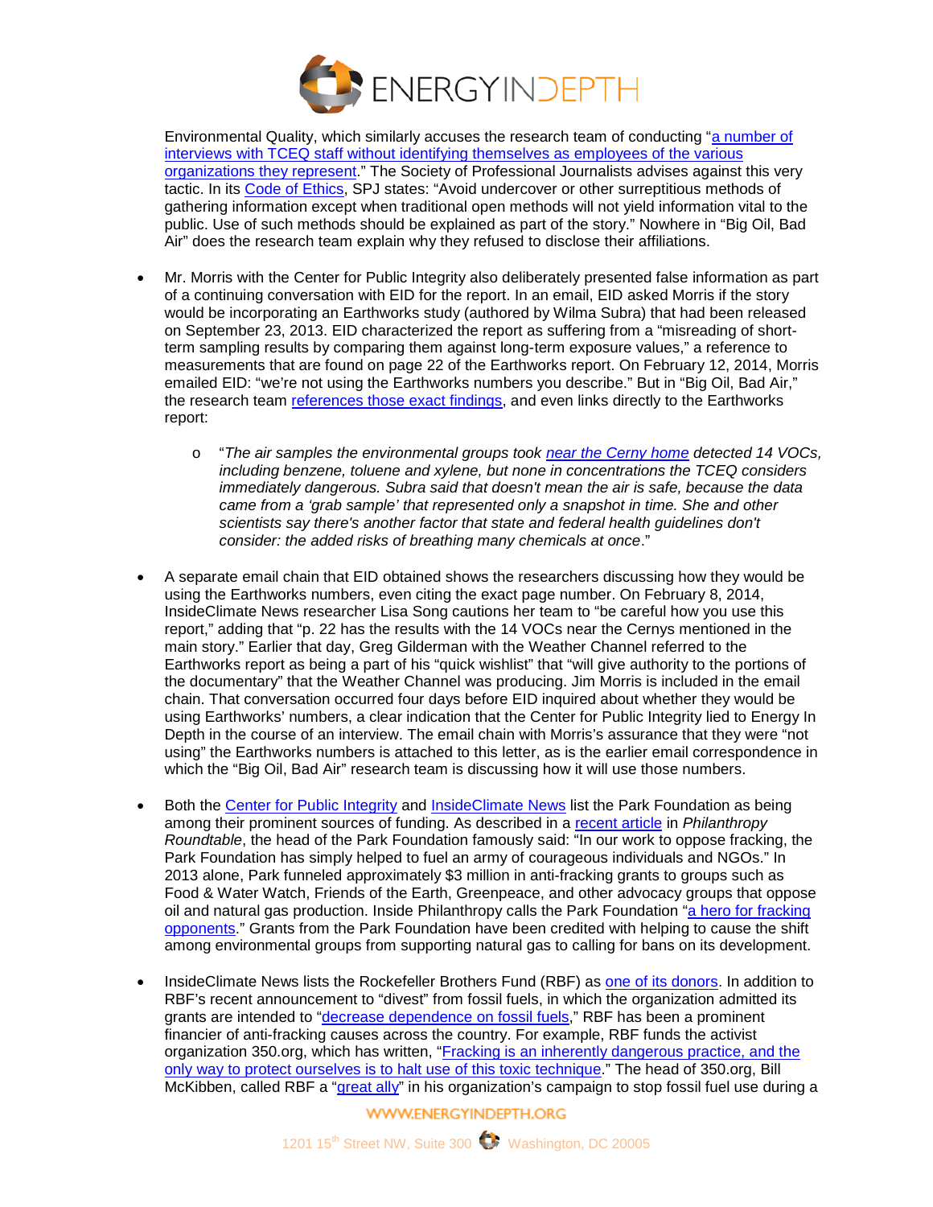Environmental Quality, which similarly accuses the research team of conducting "a number of interviews with TCEQ staff without identifying themselves as employees of the various organizations they represent." The Society of Professional Journalists advises against this very tactic. In its Code of Ethics, SPJ states: "Avoid undercover or other surreptitious methods of gathering information except when traditional open methods will not yield information vital to the public. Use of such methods should be explained as part of the story." Nowhere in "Big Oil, Bad Air" does the research team explain why they refused to disclose their affiliations.

- Mr. Morris with the Center for Public Integrity also deliberately presented false information as part of a continuing conversation with EID for the report. In an email, EID asked Morris if the story would be incorporating an Earthworks study (authored by Wilma Subra) that had been released on September 23, 2013. EID characterized the report as suffering from a "misreading of short-term sampling results by comparing them against long-term exposure values," a reference to measurements that are found on page 22 of the Earthworks report. On February 12, 2014, Morris emailed EID: "we're not using the Earthworks numbers you describe." But in "Big Oil, Bad Air," the research team references those exact findings, and even links directly to the Earthworks report:
    - "*The air samples the environmental groups took near the Cerny home detected 14 VOCs, including benzene, toluene and xylene, but none in concentrations the TCEQ considers immediately dangerous. Subra said that doesn't mean the air is safe, because the data came from a 'grab sample' that represented only a snapshot in time. She and other scientists say there's another factor that state and federal health guidelines don't consider: the added risks of breathing many chemicals at once*."

- A separate email chain that EID obtained shows the researchers discussing how they would be using the Earthworks numbers, even citing the exact page number. On February 8, 2014, InsideClimate News researcher Lisa Song cautions her team to "be careful how you use this report," adding that "p. 22 has the results with the 14 VOCs near the Cernys mentioned in the main story." Earlier that day, Greg Gilderman with the Weather Channel referred to the Earthworks report as being a part of his "quick wishlist" that "will give authority to the portions of the documentary" that the Weather Channel was producing. Jim Morris is included in the email chain. That conversation occurred four days before EID inquired about whether they would be using Earthworks' numbers, a clear indication that the Center for Public Integrity lied to Energy In Depth in the course of an interview. The email chain with Morris's assurance that they were "not using" the Earthworks numbers is attached to this letter, as is the earlier email correspondence in which the "Big Oil, Bad Air" research team is discussing how it will use those numbers.

- Both the Center for Public Integrity and InsideClimate News list the Park Foundation as being among their prominent sources of funding. As described in a recent article in *Philanthropy Roundtable*, the head of the Park Foundation famously said: "In our work to oppose fracking, the Park Foundation has simply helped to fuel an army of courageous individuals and NGOs." In 2013 alone, Park funneled approximately $3 million in anti-fracking grants to groups such as Food & Water Watch, Friends of the Earth, Greenpeace, and other advocacy groups that oppose oil and natural gas production. Inside Philanthropy calls the Park Foundation "a hero for fracking opponents." Grants from the Park Foundation have been credited with helping to cause the shift among environmental groups from supporting natural gas to calling for bans on its development.

- InsideClimate News lists the Rockefeller Brothers Fund (RBF) as one of its donors. In addition to RBF's recent announcement to "divest" from fossil fuels, in which the organization admitted its grants are intended to "decrease dependence on fossil fuels," RBF has been a prominent financier of anti-fracking causes across the country. For example, RBF funds the activist organization 350.org, which has written, "Fracking is an inherently dangerous practice, and the only way to protect ourselves is to halt use of this toxic technique." The head of 350.org, Bill McKibben, called RBF a "great ally" in his organization's campaign to stop fossil fuel use during a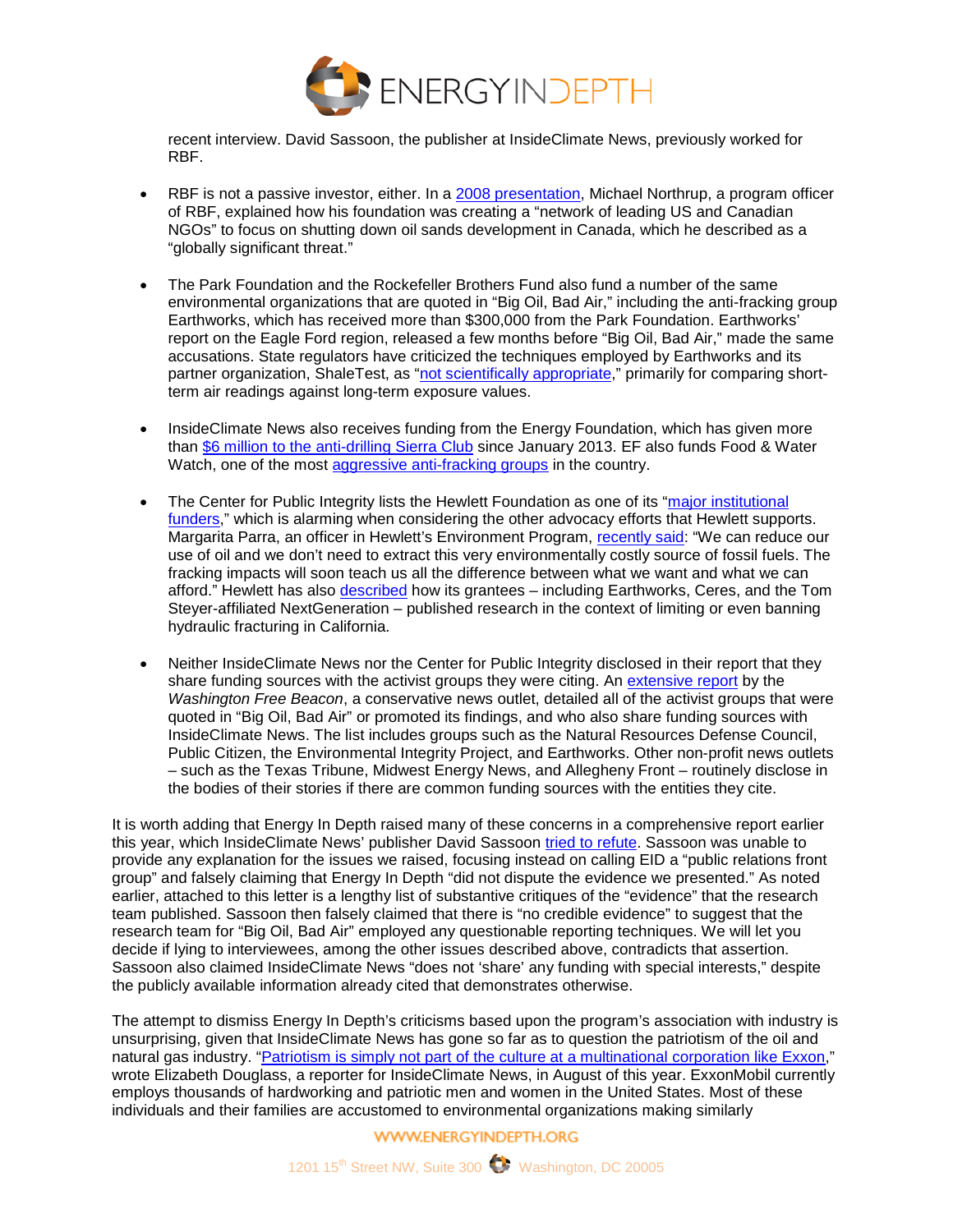recent interview. David Sassoon, the publisher at InsideClimate News, previously worked for RBF.

- RBF is not a passive investor, either. In a 2008 presentation, Michael Northrup, a program officer of RBF, explained how his foundation was creating a "network of leading US and Canadian NGOs" to focus on shutting down oil sands development in Canada, which he described as a "globally significant threat."

- The Park Foundation and the Rockefeller Brothers Fund also fund a number of the same environmental organizations that are quoted in "Big Oil, Bad Air," including the anti-fracking group Earthworks, which has received more than $300,000 from the Park Foundation. Earthworks' report on the Eagle Ford region, released a few months before "Big Oil, Bad Air," made the same accusations. State regulators have criticized the techniques employed by Earthworks and its partner organization, ShaleTest, as "not scientifically appropriate," primarily for comparing short-term air readings against long-term exposure values.

- InsideClimate News also receives funding from the Energy Foundation, which has given more than $6 million to the anti-drilling Sierra Club since January 2013. EF also funds Food & Water Watch, one of the most aggressive anti-fracking groups in the country.

- The Center for Public Integrity lists the Hewlett Foundation as one of its "major institutional funders," which is alarming when considering the other advocacy efforts that Hewlett supports. Margarita Parra, an officer in Hewlett's Environment Program, recently said: "We can reduce our use of oil and we don't need to extract this very environmentally costly source of fossil fuels. The fracking impacts will soon teach us all the difference between what we want and what we can afford." Hewlett has also described how its grantees – including Earthworks, Ceres, and the Tom Steyer-affiliated NextGeneration – published research in the context of limiting or even banning hydraulic fracturing in California.

- Neither InsideClimate News nor the Center for Public Integrity disclosed in their report that they share funding sources with the activist groups they were citing. An extensive report by the *Washington Free Beacon*, a conservative news outlet, detailed all of the activist groups that were quoted in "Big Oil, Bad Air" or promoted its findings, and who also share funding sources with InsideClimate News. The list includes groups such as the Natural Resources Defense Council, Public Citizen, the Environmental Integrity Project, and Earthworks. Other non-profit news outlets – such as the Texas Tribune, Midwest Energy News, and Allegheny Front – routinely disclose in the bodies of their stories if there are common funding sources with the entities they cite.

It is worth adding that Energy In Depth raised many of these concerns in a comprehensive report earlier this year, which InsideClimate News' publisher David Sassoon tried to refute. Sassoon was unable to provide any explanation for the issues we raised, focusing instead on calling EID a "public relations front group" and falsely claiming that Energy In Depth "did not dispute the evidence we presented." As noted earlier, attached to this letter is a lengthy list of substantive critiques of the "evidence" that the research team published. Sassoon then falsely claimed that there is "no credible evidence" to suggest that the research team for "Big Oil, Bad Air" employed any questionable reporting techniques. We will let you decide if lying to interviewees, among the other issues described above, contradicts that assertion. Sassoon also claimed InsideClimate News "does not 'share' any funding with special interests," despite the publicly available information already cited that demonstrates otherwise.

The attempt to dismiss Energy In Depth's criticisms based upon the program's association with industry is unsurprising, given that InsideClimate News has gone so far as to question the patriotism of the oil and natural gas industry. "Patriotism is simply not part of the culture at a multinational corporation like Exxon," wrote Elizabeth Douglass, a reporter for InsideClimate News, in August of this year. ExxonMobil currently employs thousands of hardworking and patriotic men and women in the United States. Most of these individuals and their families are accustomed to environmental organizations making similarly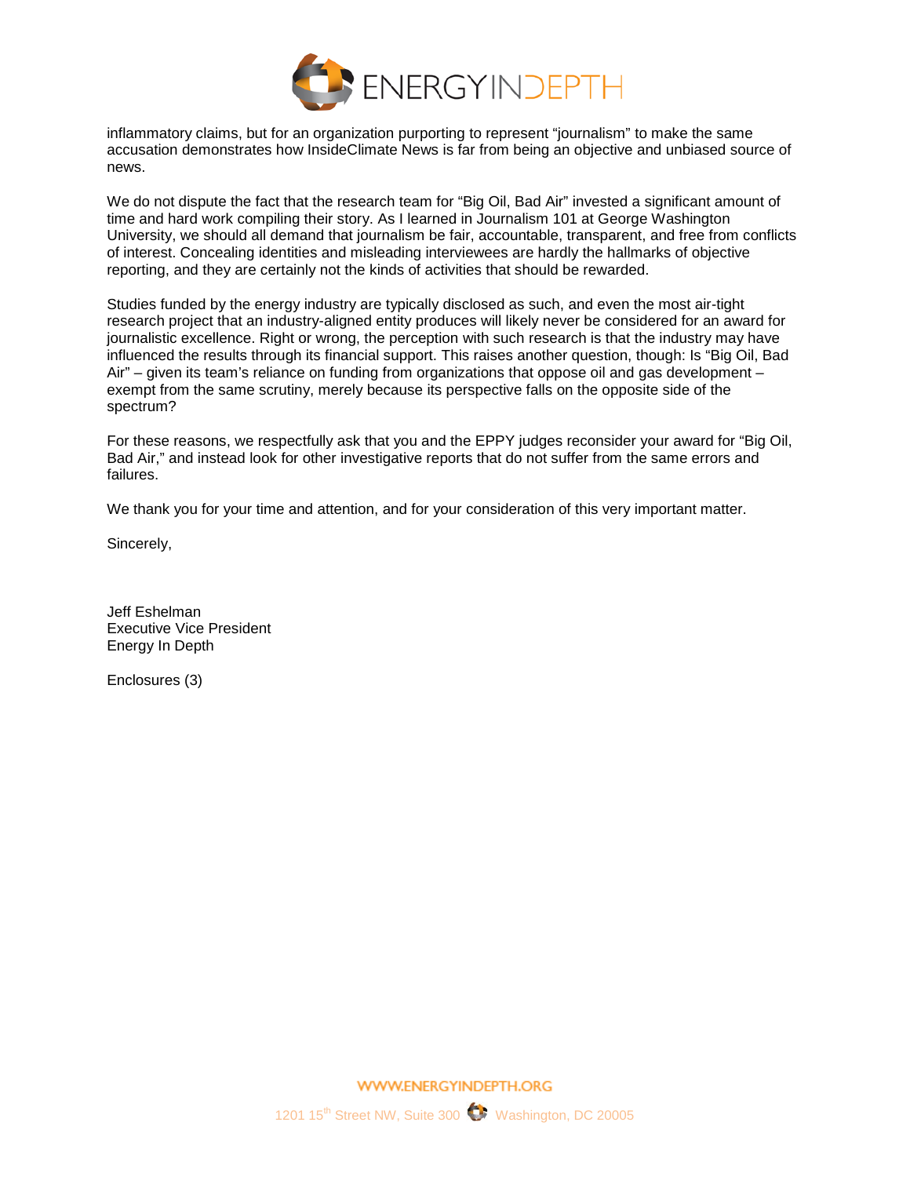inflammatory claims, but for an organization purporting to represent "journalism" to make the same accusation demonstrates how InsideClimate News is far from being an objective and unbiased source of news.

We do not dispute the fact that the research team for "Big Oil, Bad Air" invested a significant amount of time and hard work compiling their story. As I learned in Journalism 101 at George Washington University, we should all demand that journalism be fair, accountable, transparent, and free from conflicts of interest. Concealing identities and misleading interviewees are hardly the hallmarks of objective reporting, and they are certainly not the kinds of activities that should be rewarded.

Studies funded by the energy industry are typically disclosed as such, and even the most air-tight research project that an industry-aligned entity produces will likely never be considered for an award for journalistic excellence. Right or wrong, the perception with such research is that the industry may have influenced the results through its financial support. This raises another question, though: Is "Big Oil, Bad Air" – given its team's reliance on funding from organizations that oppose oil and gas development – exempt from the same scrutiny, merely because its perspective falls on the opposite side of the spectrum?

For these reasons, we respectfully ask that you and the EPPY judges reconsider your award for "Big Oil, Bad Air," and instead look for other investigative reports that do not suffer from the same errors and failures.

We thank you for your time and attention, and for your consideration of this very important matter.

Sincerely,

Jeff Eshelman
Executive Vice President
Energy In Depth

Enclosures (3)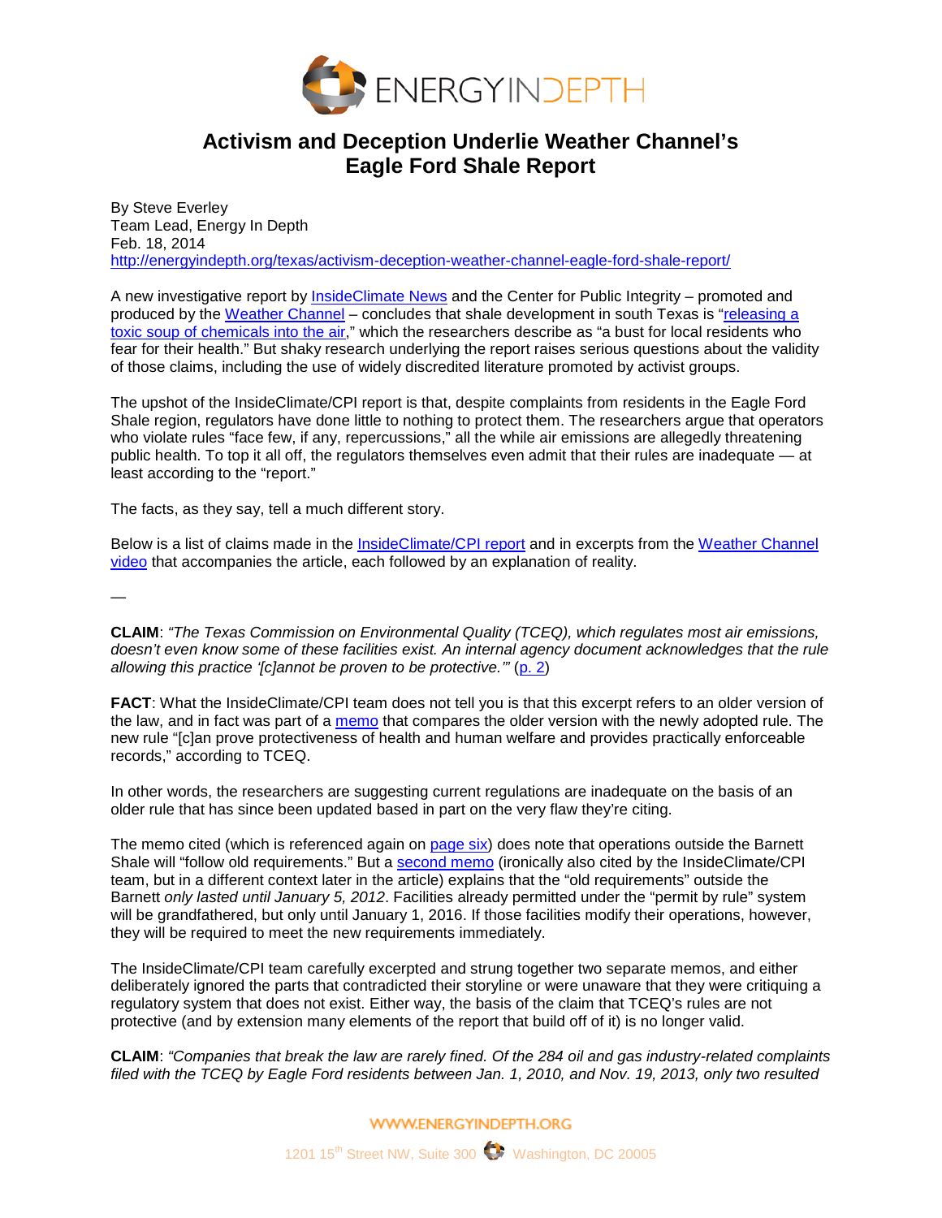# Activism and Deception Underlie Weather Channel's Eagle Ford Shale Report

By Steve Everley
Team Lead, Energy In Depth
Feb. 18, 2014
http://energyindepth.org/texas/activism-deception-weather-channel-eagle-ford-shale-report/

A new investigative report by InsideClimate News and the Center for Public Integrity – promoted and produced by the Weather Channel – concludes that shale development in south Texas is "releasing a toxic soup of chemicals into the air," which the researchers describe as "a bust for local residents who fear for their health." But shaky research underlying the report raises serious questions about the validity of those claims, including the use of widely discredited literature promoted by activist groups.

The upshot of the InsideClimate/CPI report is that, despite complaints from residents in the Eagle Ford Shale region, regulators have done little to nothing to protect them. The researchers argue that operators who violate rules "face few, if any, repercussions," all the while air emissions are allegedly threatening public health. To top it all off, the regulators themselves even admit that their rules are inadequate — at least according to the "report."

The facts, as they say, tell a much different story.

Below is a list of claims made in the InsideClimate/CPI report and in excerpts from the Weather Channel video that accompanies the article, each followed by an explanation of reality.

—

**CLAIM**: *"The Texas Commission on Environmental Quality (TCEQ), which regulates most air emissions, doesn't even know some of these facilities exist. An internal agency document acknowledges that the rule allowing this practice '[c]annot be proven to be protective.'"* (p. 2)

**FACT**: What the InsideClimate/CPI team does not tell you is that this excerpt refers to an older version of the law, and in fact was part of a memo that compares the older version with the newly adopted rule. The new rule "[c]an prove protectiveness of health and human welfare and provides practically enforceable records," according to TCEQ.

In other words, the researchers are suggesting current regulations are inadequate on the basis of an older rule that has since been updated based in part on the very flaw they're citing.

The memo cited (which is referenced again on page six) does note that operations outside the Barnett Shale will "follow old requirements." But a second memo (ironically also cited by the InsideClimate/CPI team, but in a different context later in the article) explains that the "old requirements" outside the Barnett *only lasted until January 5, 2012*. Facilities already permitted under the "permit by rule" system will be grandfathered, but only until January 1, 2016. If those facilities modify their operations, however, they will be required to meet the new requirements immediately.

The InsideClimate/CPI team carefully excerpted and strung together two separate memos, and either deliberately ignored the parts that contradicted their storyline or were unaware that they were critiquing a regulatory system that does not exist. Either way, the basis of the claim that TCEQ's rules are not protective (and by extension many elements of the report that build off of it) is no longer valid.

**CLAIM**: *"Companies that break the law are rarely fined. Of the 284 oil and gas industry-related complaints filed with the TCEQ by Eagle Ford residents between Jan. 1, 2010, and Nov. 19, 2013, only two resulted*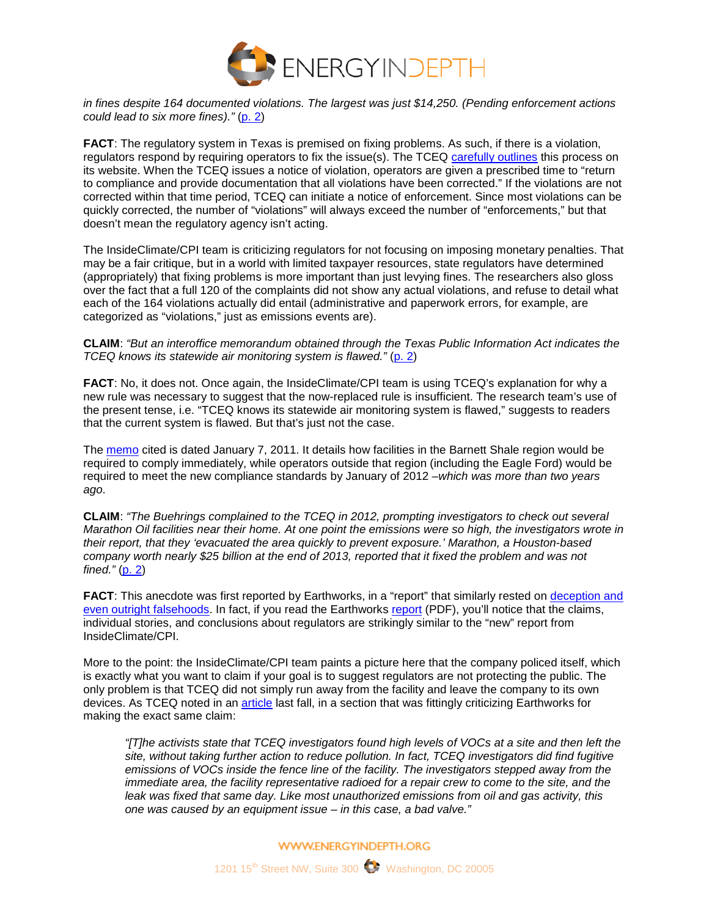*in fines despite 164 documented violations. The largest was just $14,250. (Pending enforcement actions could lead to six more fines)."* (p. 2)

**FACT**: The regulatory system in Texas is premised on fixing problems. As such, if there is a violation, regulators respond by requiring operators to fix the issue(s). The TCEQ carefully outlines this process on its website. When the TCEQ issues a notice of violation, operators are given a prescribed time to "return to compliance and provide documentation that all violations have been corrected." If the violations are not corrected within that time period, TCEQ can initiate a notice of enforcement. Since most violations can be quickly corrected, the number of "violations" will always exceed the number of "enforcements," but that doesn't mean the regulatory agency isn't acting.

The InsideClimate/CPI team is criticizing regulators for not focusing on imposing monetary penalties. That may be a fair critique, but in a world with limited taxpayer resources, state regulators have determined (appropriately) that fixing problems is more important than just levying fines. The researchers also gloss over the fact that a full 120 of the complaints did not show any actual violations, and refuse to detail what each of the 164 violations actually did entail (administrative and paperwork errors, for example, are categorized as "violations," just as emissions events are).

**CLAIM**: *"But an interoffice memorandum obtained through the Texas Public Information Act indicates the TCEQ knows its statewide air monitoring system is flawed."* (p. 2)

**FACT**: No, it does not. Once again, the InsideClimate/CPI team is using TCEQ's explanation for why a new rule was necessary to suggest that the now-replaced rule is insufficient. The research team's use of the present tense, i.e. "TCEQ knows its statewide air monitoring system is flawed," suggests to readers that the current system is flawed. But that's just not the case.

The memo cited is dated January 7, 2011. It details how facilities in the Barnett Shale region would be required to comply immediately, while operators outside that region (including the Eagle Ford) would be required to meet the new compliance standards by January of 2012 –*which was more than two years ago.*

**CLAIM**: *"The Buehrings complained to the TCEQ in 2012, prompting investigators to check out several Marathon Oil facilities near their home. At one point the emissions were so high, the investigators wrote in their report, that they 'evacuated the area quickly to prevent exposure.' Marathon, a Houston-based company worth nearly $25 billion at the end of 2013, reported that it fixed the problem and was not fined."* (p. 2)

**FACT**: This anecdote was first reported by Earthworks, in a "report" that similarly rested on deception and even outright falsehoods. In fact, if you read the Earthworks report (PDF), you'll notice that the claims, individual stories, and conclusions about regulators are strikingly similar to the "new" report from InsideClimate/CPI.

More to the point: the InsideClimate/CPI team paints a picture here that the company policed itself, which is exactly what you want to claim if your goal is to suggest regulators are not protecting the public. The only problem is that TCEQ did not simply run away from the facility and leave the company to its own devices. As TCEQ noted in an article last fall, in a section that was fittingly criticizing Earthworks for making the exact same claim:

> *"[T]he activists state that TCEQ investigators found high levels of VOCs at a site and then left the site, without taking further action to reduce pollution. In fact, TCEQ investigators did find fugitive emissions of VOCs inside the fence line of the facility. The investigators stepped away from the immediate area, the facility representative radioed for a repair crew to come to the site, and the leak was fixed that same day. Like most unauthorized emissions from oil and gas activity, this one was caused by an equipment issue – in this case, a bad valve."*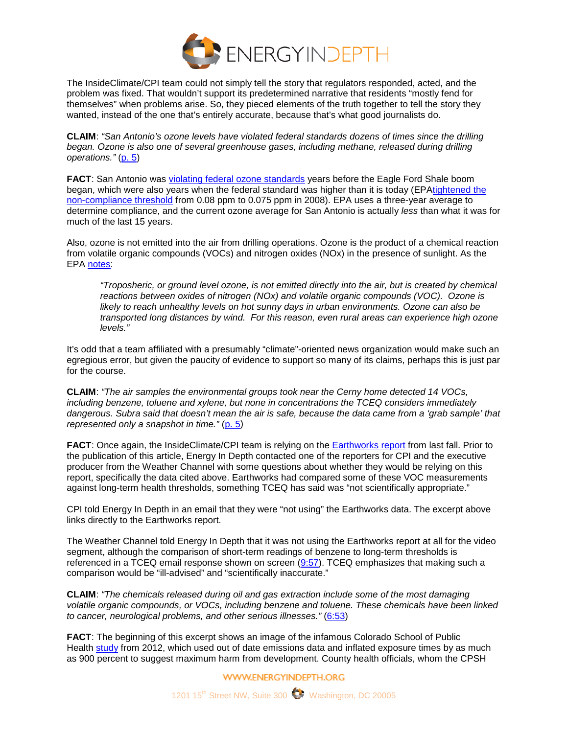The InsideClimate/CPI team could not simply tell the story that regulators responded, acted, and the problem was fixed. That wouldn't support its predetermined narrative that residents "mostly fend for themselves" when problems arise. So, they pieced elements of the truth together to tell the story they wanted, instead of the one that's entirely accurate, because that's what good journalists do.

**CLAIM**: *"San Antonio's ozone levels have violated federal standards dozens of times since the drilling began. Ozone is also one of several greenhouse gases, including methane, released during drilling operations."* (p. 5)

**FACT**: San Antonio was violating federal ozone standards years before the Eagle Ford Shale boom began, which were also years when the federal standard was higher than it is today (EPAtightened the non-compliance threshold from 0.08 ppm to 0.075 ppm in 2008). EPA uses a three-year average to determine compliance, and the current ozone average for San Antonio is actually *less* than what it was for much of the last 15 years.

Also, ozone is not emitted into the air from drilling operations. Ozone is the product of a chemical reaction from volatile organic compounds (VOCs) and nitrogen oxides (NOx) in the presence of sunlight. As the EPA notes:

> *"Troposheric, or ground level ozone, is not emitted directly into the air, but is created by chemical reactions between oxides of nitrogen (NOx) and volatile organic compounds (VOC). Ozone is likely to reach unhealthy levels on hot sunny days in urban environments. Ozone can also be transported long distances by wind. For this reason, even rural areas can experience high ozone levels."*

It's odd that a team affiliated with a presumably "climate"-oriented news organization would make such an egregious error, but given the paucity of evidence to support so many of its claims, perhaps this is just par for the course.

**CLAIM**: *"The air samples the environmental groups took near the Cerny home detected 14 VOCs, including benzene, toluene and xylene, but none in concentrations the TCEQ considers immediately dangerous. Subra said that doesn't mean the air is safe, because the data came from a 'grab sample' that represented only a snapshot in time."* (p. 5)

**FACT**: Once again, the InsideClimate/CPI team is relying on the Earthworks report from last fall. Prior to the publication of this article, Energy In Depth contacted one of the reporters for CPI and the executive producer from the Weather Channel with some questions about whether they would be relying on this report, specifically the data cited above. Earthworks had compared some of these VOC measurements against long-term health thresholds, something TCEQ has said was "not scientifically appropriate."

CPI told Energy In Depth in an email that they were "not using" the Earthworks data. The excerpt above links directly to the Earthworks report.

The Weather Channel told Energy In Depth that it was not using the Earthworks report at all for the video segment, although the comparison of short-term readings of benzene to long-term thresholds is referenced in a TCEQ email response shown on screen (9:57). TCEQ emphasizes that making such a comparison would be "ill-advised" and "scientifically inaccurate."

**CLAIM**: *"The chemicals released during oil and gas extraction include some of the most damaging volatile organic compounds, or VOCs, including benzene and toluene. These chemicals have been linked to cancer, neurological problems, and other serious illnesses."* (6:53)

**FACT**: The beginning of this excerpt shows an image of the infamous Colorado School of Public Health study from 2012, which used out of date emissions data and inflated exposure times by as much as 900 percent to suggest maximum harm from development. County health officials, whom the CPSH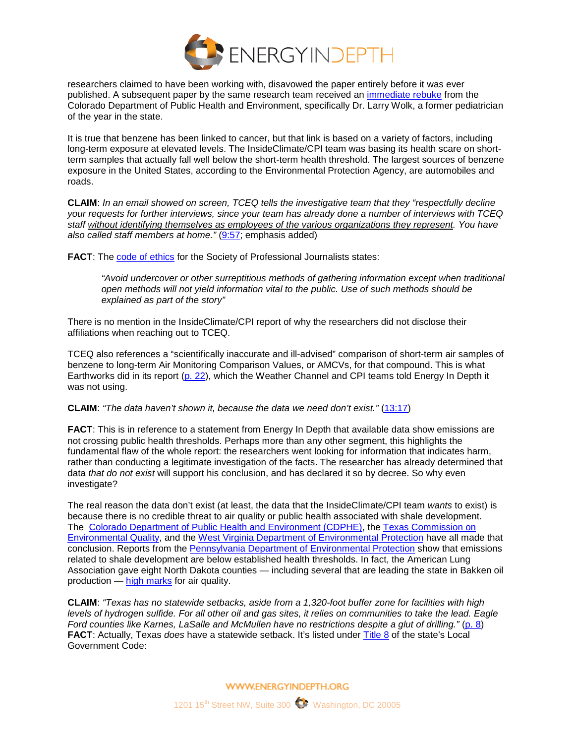researchers claimed to have been working with, disavowed the paper entirely before it was ever published. A subsequent paper by the same research team received an immediate rebuke from the Colorado Department of Public Health and Environment, specifically Dr. Larry Wolk, a former pediatrician of the year in the state.

It is true that benzene has been linked to cancer, but that link is based on a variety of factors, including long-term exposure at elevated levels. The InsideClimate/CPI team was basing its health scare on short-term samples that actually fall well below the short-term health threshold. The largest sources of benzene exposure in the United States, according to the Environmental Protection Agency, are automobiles and roads.

**CLAIM**: *In an email showed on screen, TCEQ tells the investigative team that they "respectfully decline your requests for further interviews, since your team has already done a number of interviews with TCEQ staff* ***without identifying themselves as employees of the various organizations they represent****. You have also called staff members at home."* (9:57; emphasis added)

**FACT**: The code of ethics for the Society of Professional Journalists states:

> *"Avoid undercover or other surreptitious methods of gathering information except when traditional open methods will not yield information vital to the public. Use of such methods should be explained as part of the story"*

There is no mention in the InsideClimate/CPI report of why the researchers did not disclose their affiliations when reaching out to TCEQ.

TCEQ also references a "scientifically inaccurate and ill-advised" comparison of short-term air samples of benzene to long-term Air Monitoring Comparison Values, or AMCVs, for that compound. This is what Earthworks did in its report (p. 22), which the Weather Channel and CPI teams told Energy In Depth it was not using.

**CLAIM**: *"The data haven't shown it, because the data we need don't exist."* (13:17)

**FACT**: This is in reference to a statement from Energy In Depth that available data show emissions are not crossing public health thresholds. Perhaps more than any other segment, this highlights the fundamental flaw of the whole report: the researchers went looking for information that indicates harm, rather than conducting a legitimate investigation of the facts. The researcher has already determined that data *that do not exist* will support his conclusion, and has declared it so by decree. So why even investigate?

The real reason the data don't exist (at least, the data that the InsideClimate/CPI team *wants* to exist) is because there is no credible threat to air quality or public health associated with shale development. The Colorado Department of Public Health and Environment (CDPHE), the Texas Commission on Environmental Quality, and the West Virginia Department of Environmental Protection have all made that conclusion. Reports from the Pennsylvania Department of Environmental Protection show that emissions related to shale development are below established health thresholds. In fact, the American Lung Association gave eight North Dakota counties — including several that are leading the state in Bakken oil production — high marks for air quality.

**CLAIM**: *"Texas has no statewide setbacks, aside from a 1,320-foot buffer zone for facilities with high levels of hydrogen sulfide. For all other oil and gas sites, it relies on communities to take the lead. Eagle Ford counties like Karnes, LaSalle and McMullen have no restrictions despite a glut of drilling."* (p. 8)

**FACT**: Actually, Texas *does* have a statewide setback. It's listed under Title 8 of the state's Local Government Code: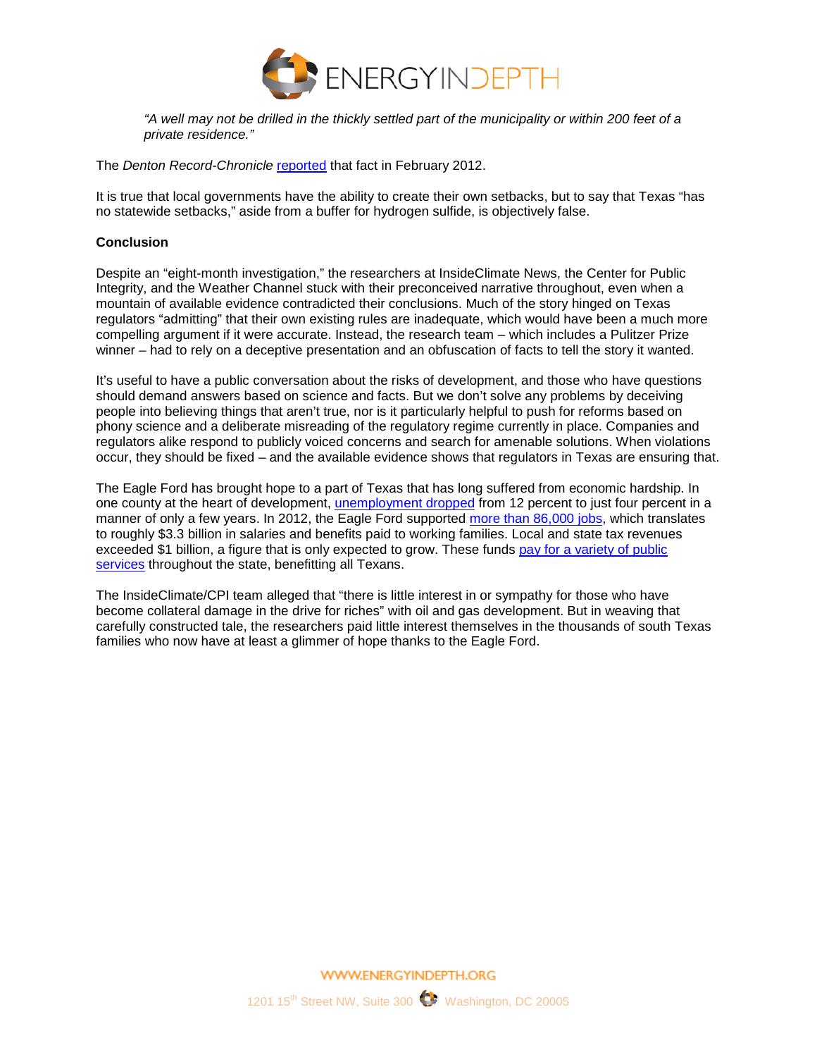*"A well may not be drilled in the thickly settled part of the municipality or within 200 feet of a private residence."*

The *Denton Record-Chronicle* reported that fact in February 2012.

It is true that local governments have the ability to create their own setbacks, but to say that Texas "has no statewide setbacks," aside from a buffer for hydrogen sulfide, is objectively false.

**Conclusion**

Despite an "eight-month investigation," the researchers at InsideClimate News, the Center for Public Integrity, and the Weather Channel stuck with their preconceived narrative throughout, even when a mountain of available evidence contradicted their conclusions. Much of the story hinged on Texas regulators "admitting" that their own existing rules are inadequate, which would have been a much more compelling argument if it were accurate. Instead, the research team – which includes a Pulitzer Prize winner – had to rely on a deceptive presentation and an obfuscation of facts to tell the story it wanted.

It's useful to have a public conversation about the risks of development, and those who have questions should demand answers based on science and facts. But we don't solve any problems by deceiving people into believing things that aren't true, nor is it particularly helpful to push for reforms based on phony science and a deliberate misreading of the regulatory regime currently in place. Companies and regulators alike respond to publicly voiced concerns and search for amenable solutions. When violations occur, they should be fixed – and the available evidence shows that regulators in Texas are ensuring that.

The Eagle Ford has brought hope to a part of Texas that has long suffered from economic hardship. In one county at the heart of development, unemployment dropped from 12 percent to just four percent in a manner of only a few years. In 2012, the Eagle Ford supported more than 86,000 jobs, which translates to roughly $3.3 billion in salaries and benefits paid to working families. Local and state tax revenues exceeded $1 billion, a figure that is only expected to grow. These funds pay for a variety of public services throughout the state, benefitting all Texans.

The InsideClimate/CPI team alleged that "there is little interest in or sympathy for those who have become collateral damage in the drive for riches" with oil and gas development. But in weaving that carefully constructed tale, the researchers paid little interest themselves in the thousands of south Texas families who now have at least a glimmer of hope thanks to the Eagle Ford.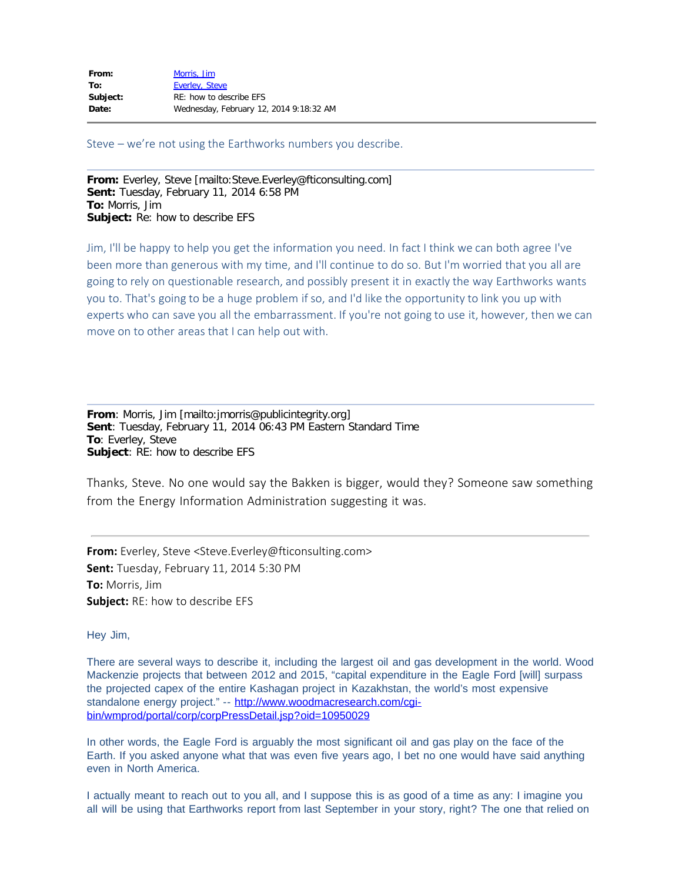| | |
|---|---|
| **From:** | Morris, Jim |
| **To:** | Everley, Steve |
| **Subject:** | RE: how to describe EFS |
| **Date:** | Wednesday, February 12, 2014 9:18:32 AM |

---

Steve – we're not using the Earthworks numbers you describe.

---

**From:** Everley, Steve [mailto:Steve.Everley@fticonsulting.com]
**Sent:** Tuesday, February 11, 2014 6:58 PM
**To:** Morris, Jim
**Subject:** Re: how to describe EFS

Jim, I'll be happy to help you get the information you need. In fact I think we can both agree I've been more than generous with my time, and I'll continue to do so. But I'm worried that you all are going to rely on questionable research, and possibly present it in exactly the way Earthworks wants you to. That's going to be a huge problem if so, and I'd like the opportunity to link you up with experts who can save you all the embarrassment. If you're not going to use it, however, then we can move on to other areas that I can help out with.

---

**From**: Morris, Jim [mailto:jmorris@publicintegrity.org]
**Sent**: Tuesday, February 11, 2014 06:43 PM Eastern Standard Time
**To**: Everley, Steve
**Subject**: RE: how to describe EFS

Thanks, Steve. No one would say the Bakken is bigger, would they? Someone saw something from the Energy Information Administration suggesting it was.

---

**From:** Everley, Steve <Steve.Everley@fticonsulting.com>
**Sent:** Tuesday, February 11, 2014 5:30 PM
**To:** Morris, Jim
**Subject:** RE: how to describe EFS

Hey Jim,

There are several ways to describe it, including the largest oil and gas development in the world. Wood Mackenzie projects that between 2012 and 2015, "capital expenditure in the Eagle Ford [will] surpass the projected capex of the entire Kashagan project in Kazakhstan, the world's most expensive standalone energy project." -- http://www.woodmacresearch.com/cgi-bin/wmprod/portal/corp/corpPressDetail.jsp?oid=10950029

In other words, the Eagle Ford is arguably the most significant oil and gas play on the face of the Earth. If you asked anyone what that was even five years ago, I bet no one would have said anything even in North America.

I actually meant to reach out to you all, and I suppose this is as good of a time as any: I imagine you all will be using that Earthworks report from last September in your story, right? The one that relied on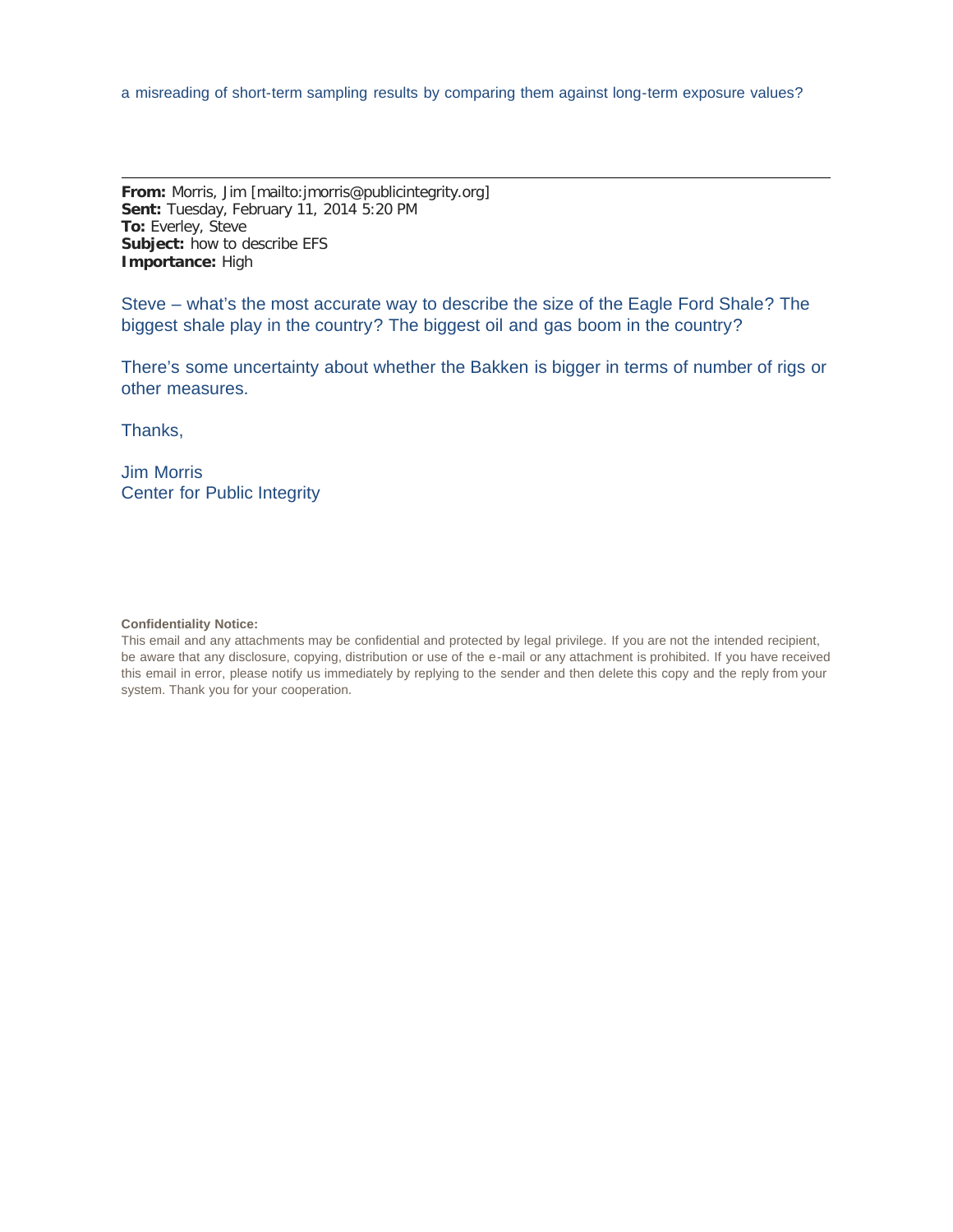a misreading of short-term sampling results by comparing them against long-term exposure values?

---

**From:** Morris, Jim [mailto:jmorris@publicintegrity.org]
**Sent:** Tuesday, February 11, 2014 5:20 PM
**To:** Everley, Steve
**Subject:** how to describe EFS
**Importance:** High

Steve – what's the most accurate way to describe the size of the Eagle Ford Shale? The biggest shale play in the country? The biggest oil and gas boom in the country?

There's some uncertainty about whether the Bakken is bigger in terms of number of rigs or other measures.

Thanks,

Jim Morris
Center for Public Integrity

**Confidentiality Notice:**
This email and any attachments may be confidential and protected by legal privilege. If you are not the intended recipient, be aware that any disclosure, copying, distribution or use of the e-mail or any attachment is prohibited. If you have received this email in error, please notify us immediately by replying to the sender and then delete this copy and the reply from your system. Thank you for your cooperation.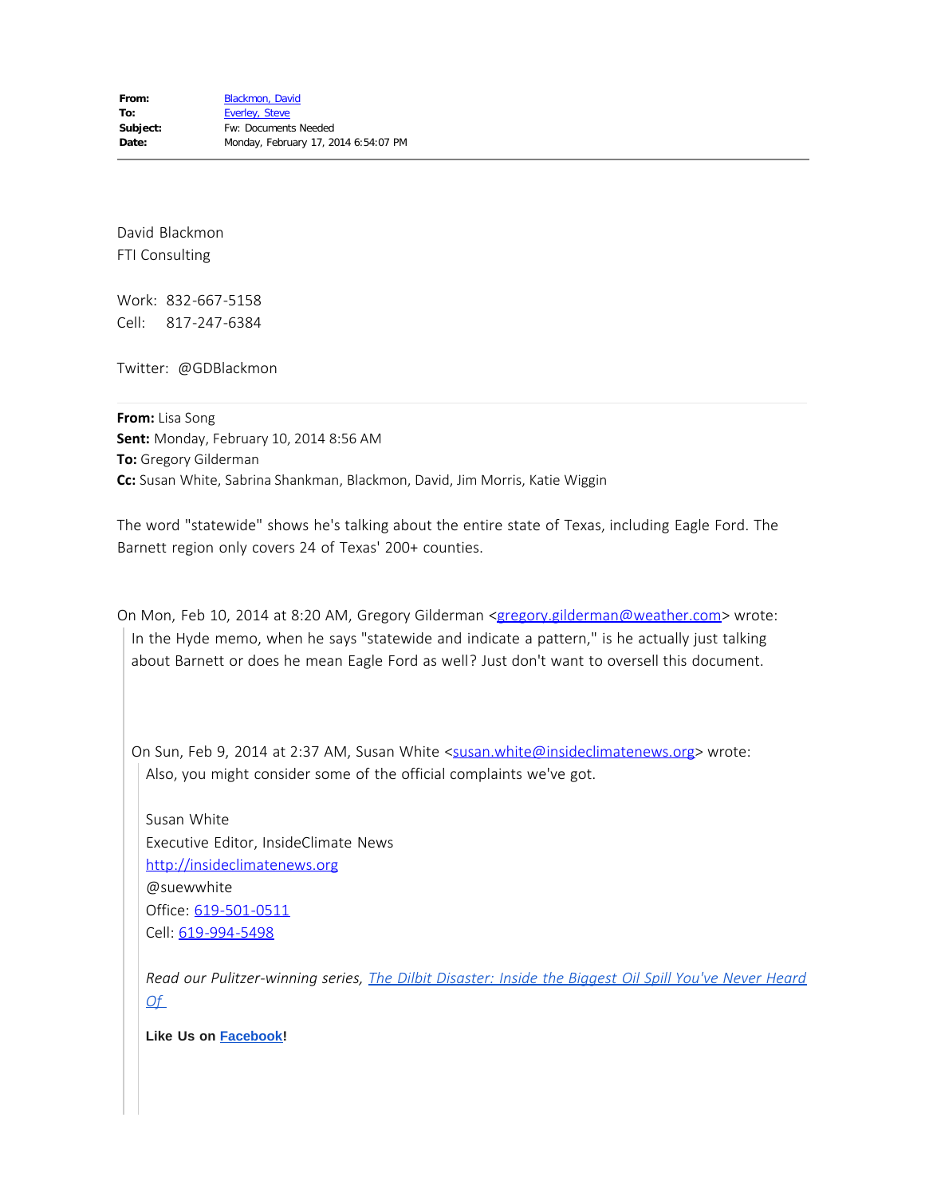**From:** Blackmon, David
**To:** Everley, Steve
**Subject:** Fw: Documents Needed
**Date:** Monday, February 17, 2014 6:54:07 PM

---

David Blackmon
FTI Consulting

Work: 832-667-5158
Cell: 817-247-6384

Twitter: @GDBlackmon

---

**From:** Lisa Song
**Sent:** Monday, February 10, 2014 8:56 AM
**To:** Gregory Gilderman
**Cc:** Susan White, Sabrina Shankman, Blackmon, David, Jim Morris, Katie Wiggin

The word "statewide" shows he's talking about the entire state of Texas, including Eagle Ford. The Barnett region only covers 24 of Texas' 200+ counties.

On Mon, Feb 10, 2014 at 8:20 AM, Gregory Gilderman <gregory.gilderman@weather.com> wrote:

> In the Hyde memo, when he says "statewide and indicate a pattern," is he actually just talking about Barnett or does he mean Eagle Ford as well? Just don't want to oversell this document.
>
> On Sun, Feb 9, 2014 at 2:37 AM, Susan White <susan.white@insideclimatenews.org> wrote:
>
>> Also, you might consider some of the official complaints we've got.
>>
>> Susan White
>> Executive Editor, InsideClimate News
>> http://insideclimatenews.org
>> @suewwhite
>> Office: 619-501-0511
>> Cell: 619-994-5498
>>
>> *Read our Pulitzer-winning series, The Dilbit Disaster: Inside the Biggest Oil Spill You've Never Heard Of*
>>
>> **Like Us on Facebook!**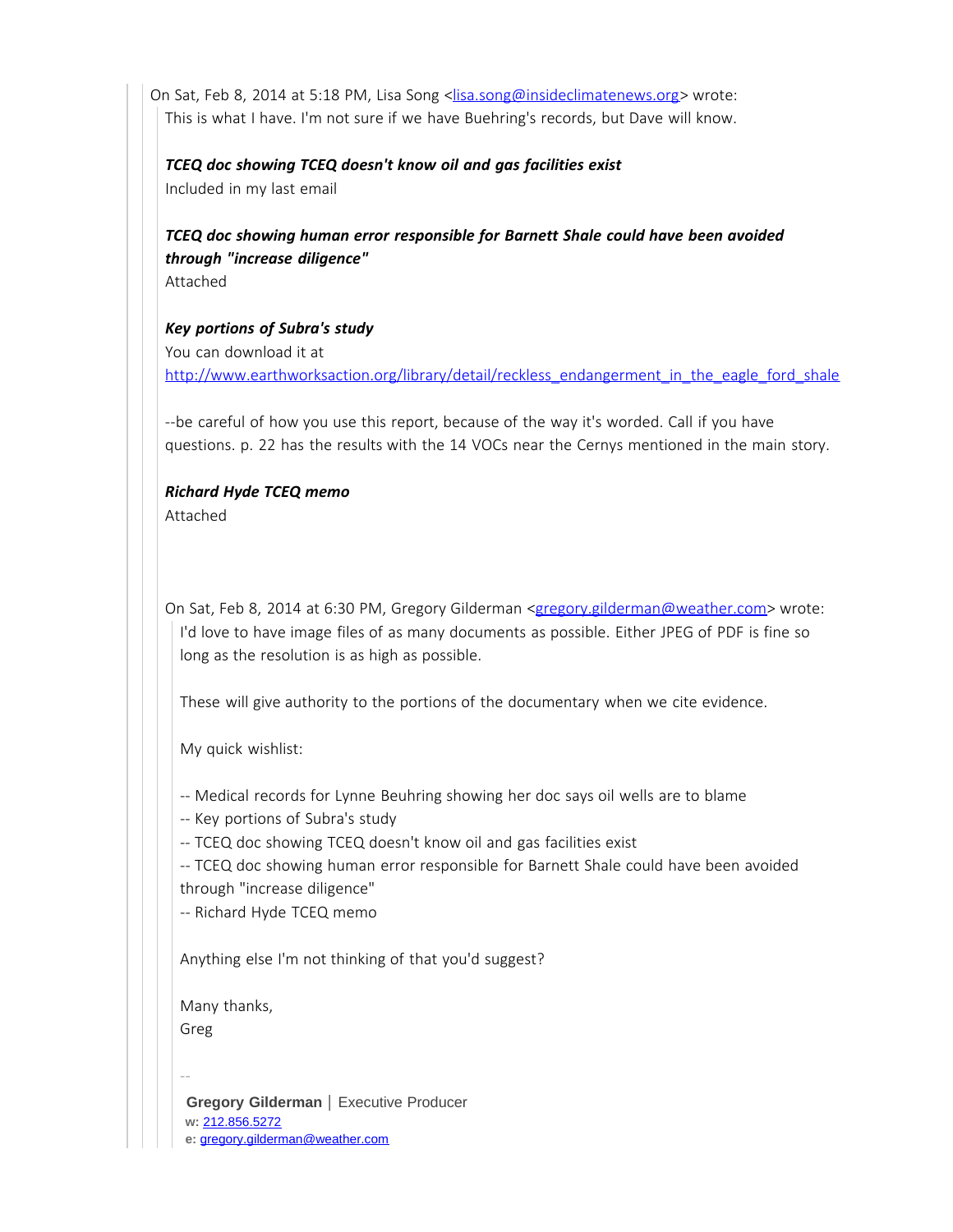On Sat, Feb 8, 2014 at 5:18 PM, Lisa Song <lisa.song@insideclimatenews.org> wrote:

This is what I have. I'm not sure if we have Buehring's records, but Dave will know.

***TCEQ doc showing TCEQ doesn't know oil and gas facilities exist***
Included in my last email

***TCEQ doc showing human error responsible for Barnett Shale could have been avoided through "increase diligence"***
Attached

***Key portions of Subra's study***
You can download it at
http://www.earthworksaction.org/library/detail/reckless_endangerment_in_the_eagle_ford_shale

--be careful of how you use this report, because of the way it's worded. Call if you have questions. p. 22 has the results with the 14 VOCs near the Cernys mentioned in the main story.

***Richard Hyde TCEQ memo***
Attached

On Sat, Feb 8, 2014 at 6:30 PM, Gregory Gilderman <gregory.gilderman@weather.com> wrote:

I'd love to have image files of as many documents as possible. Either JPEG of PDF is fine so long as the resolution is as high as possible.

These will give authority to the portions of the documentary when we cite evidence.

My quick wishlist:

-- Medical records for Lynne Beuhring showing her doc says oil wells are to blame
-- Key portions of Subra's study
-- TCEQ doc showing TCEQ doesn't know oil and gas facilities exist
-- TCEQ doc showing human error responsible for Barnett Shale could have been avoided through "increase diligence"
-- Richard Hyde TCEQ memo

Anything else I'm not thinking of that you'd suggest?

Many thanks,
Greg

--

**Gregory Gilderman** | Executive Producer
**w:** 212.856.5272
**e:** gregory.gilderman@weather.com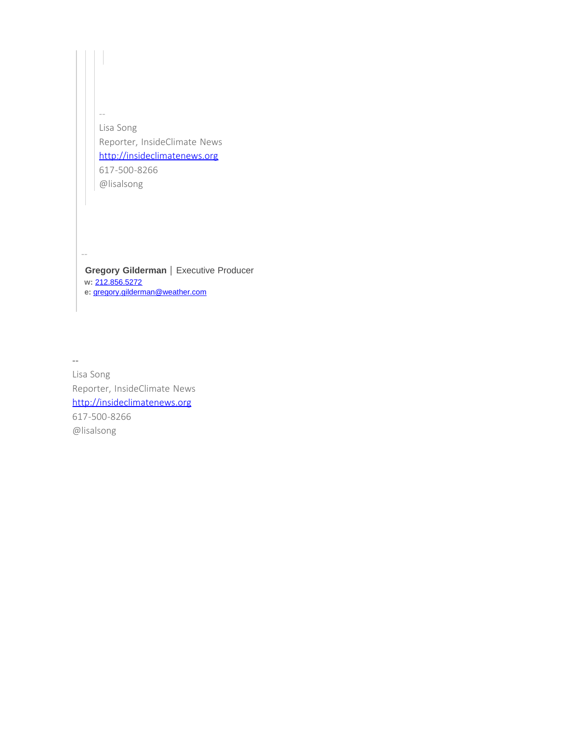> > > 
> >
> > --
> > Lisa Song
> > Reporter, InsideClimate News
> > http://insideclimatenews.org
> > 617-500-8266
> > @lisalsong
>
> --
> **Gregory Gilderman** | Executive Producer
> **w:** 212.856.5272
> **e:** gregory.gilderman@weather.com

--
Lisa Song
Reporter, InsideClimate News
http://insideclimatenews.org
617-500-8266
@lisalsong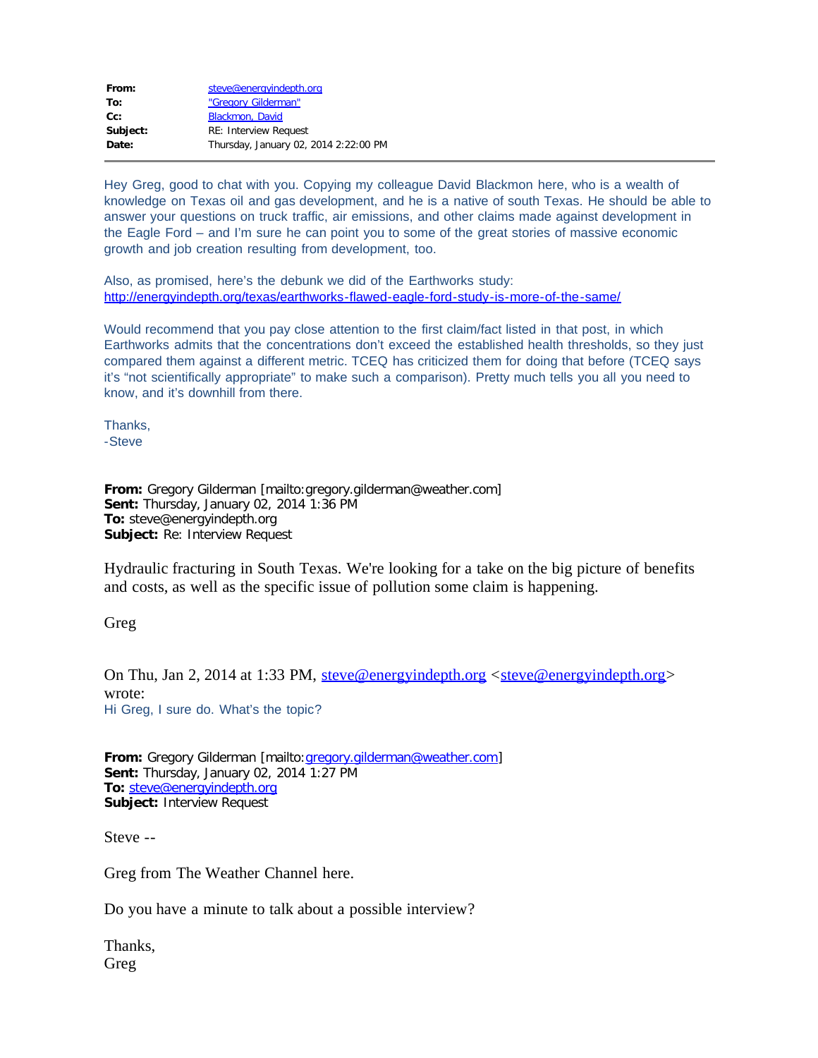| | |
|---|---|
| **From:** | steve@energyindepth.org |
| **To:** | "Gregory Gilderman" |
| **Cc:** | Blackmon, David |
| **Subject:** | RE: Interview Request |
| **Date:** | Thursday, January 02, 2014 2:22:00 PM |

---

Hey Greg, good to chat with you. Copying my colleague David Blackmon here, who is a wealth of knowledge on Texas oil and gas development, and he is a native of south Texas. He should be able to answer your questions on truck traffic, air emissions, and other claims made against development in the Eagle Ford – and I'm sure he can point you to some of the great stories of massive economic growth and job creation resulting from development, too.

Also, as promised, here's the debunk we did of the Earthworks study:
http://energyindepth.org/texas/earthworks-flawed-eagle-ford-study-is-more-of-the-same/

Would recommend that you pay close attention to the first claim/fact listed in that post, in which Earthworks admits that the concentrations don't exceed the established health thresholds, so they just compared them against a different metric. TCEQ has criticized them for doing that before (TCEQ says it's "not scientifically appropriate" to make such a comparison). Pretty much tells you all you need to know, and it's downhill from there.

Thanks,
-Steve

**From:** Gregory Gilderman [mailto:gregory.gilderman@weather.com]
**Sent:** Thursday, January 02, 2014 1:36 PM
**To:** steve@energyindepth.org
**Subject:** Re: Interview Request

Hydraulic fracturing in South Texas. We're looking for a take on the big picture of benefits and costs, as well as the specific issue of pollution some claim is happening.

Greg

On Thu, Jan 2, 2014 at 1:33 PM, steve@energyindepth.org <steve@energyindepth.org> wrote:
Hi Greg, I sure do. What's the topic?

**From:** Gregory Gilderman [mailto:gregory.gilderman@weather.com]
**Sent:** Thursday, January 02, 2014 1:27 PM
**To:** steve@energyindepth.org
**Subject:** Interview Request

Steve --

Greg from The Weather Channel here.

Do you have a minute to talk about a possible interview?

Thanks,
Greg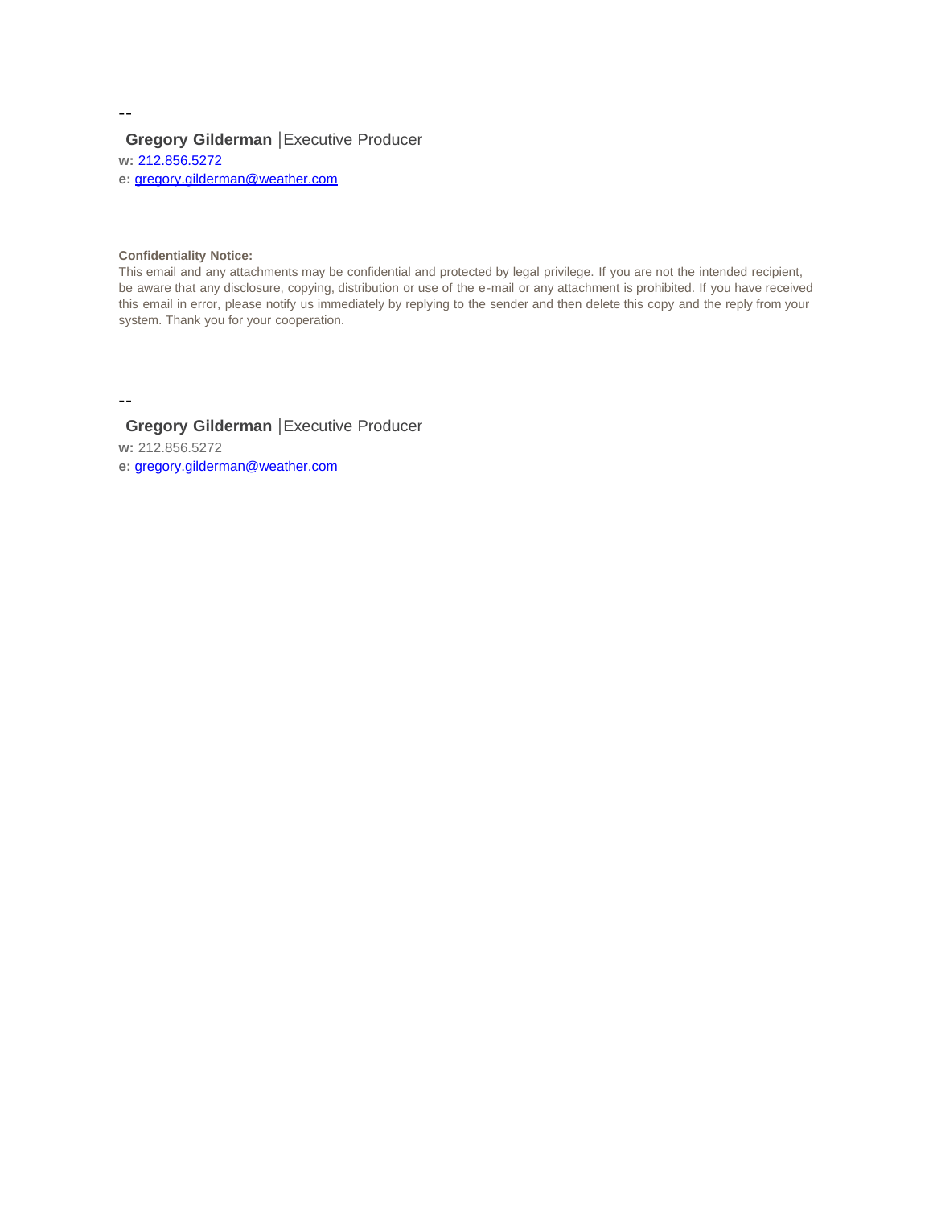--

**Gregory Gilderman** |Executive Producer

**w:** 212.856.5272

**e:** gregory.gilderman@weather.com

**Confidentiality Notice:**

This email and any attachments may be confidential and protected by legal privilege. If you are not the intended recipient, be aware that any disclosure, copying, distribution or use of the e-mail or any attachment is prohibited. If you have received this email in error, please notify us immediately by replying to the sender and then delete this copy and the reply from your system. Thank you for your cooperation.

--

**Gregory Gilderman** |Executive Producer

**w:** 212.856.5272

**e:** gregory.gilderman@weather.com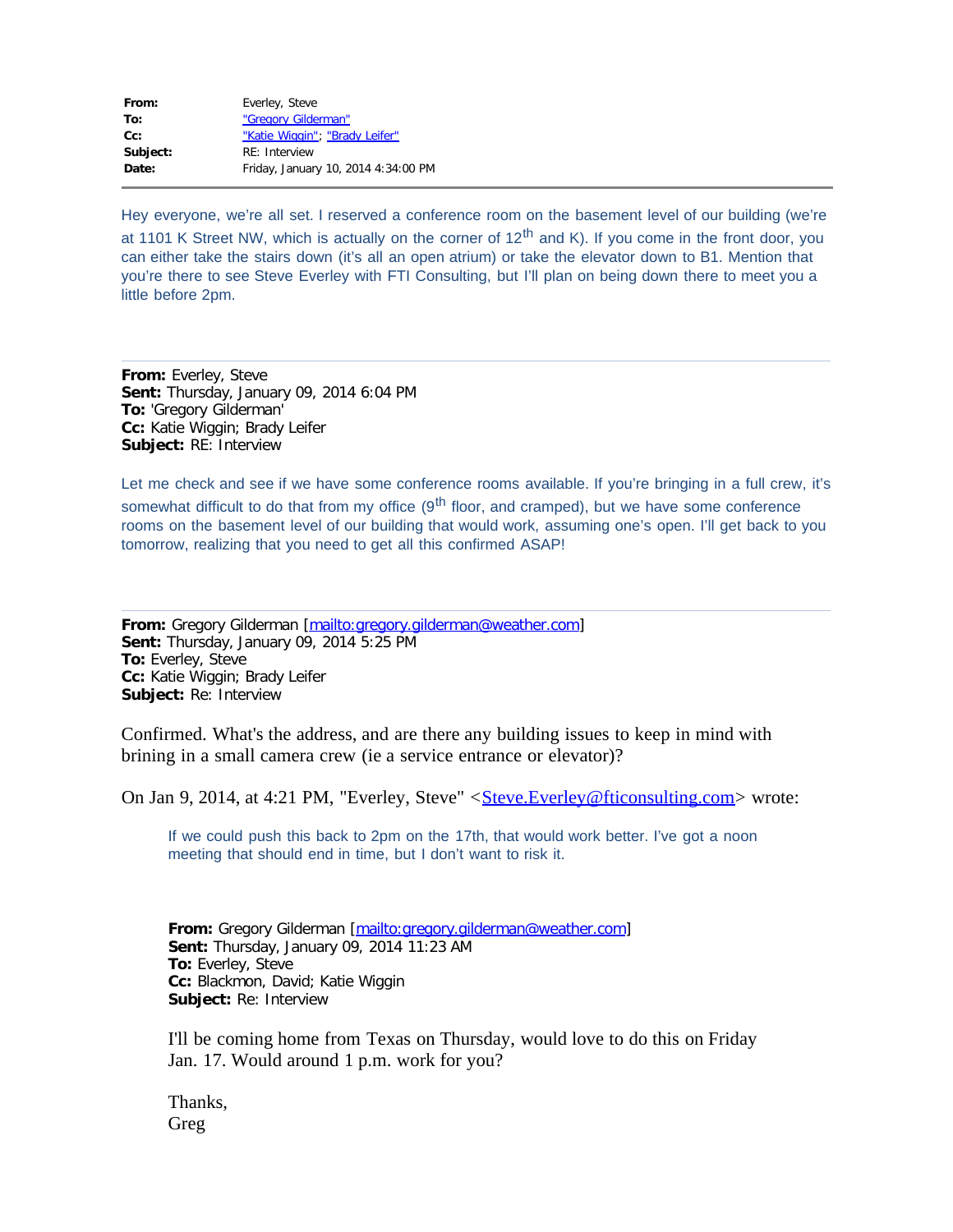**From:** Everley, Steve
**To:** "Gregory Gilderman"
**Cc:** "Katie Wiggin"; "Brady Leifer"
**Subject:** RE: Interview
**Date:** Friday, January 10, 2014 4:34:00 PM

---

Hey everyone, we're all set. I reserved a conference room on the basement level of our building (we're at 1101 K Street NW, which is actually on the corner of 12th and K). If you come in the front door, you can either take the stairs down (it's all an open atrium) or take the elevator down to B1. Mention that you're there to see Steve Everley with FTI Consulting, but I'll plan on being down there to meet you a little before 2pm.

---

**From:** Everley, Steve
**Sent:** Thursday, January 09, 2014 6:04 PM
**To:** 'Gregory Gilderman'
**Cc:** Katie Wiggin; Brady Leifer
**Subject:** RE: Interview

Let me check and see if we have some conference rooms available. If you're bringing in a full crew, it's somewhat difficult to do that from my office (9th floor, and cramped), but we have some conference rooms on the basement level of our building that would work, assuming one's open. I'll get back to you tomorrow, realizing that you need to get all this confirmed ASAP!

---

**From:** Gregory Gilderman [mailto:gregory.gilderman@weather.com]
**Sent:** Thursday, January 09, 2014 5:25 PM
**To:** Everley, Steve
**Cc:** Katie Wiggin; Brady Leifer
**Subject:** Re: Interview

Confirmed. What's the address, and are there any building issues to keep in mind with brining in a small camera crew (ie a service entrance or elevator)?

On Jan 9, 2014, at 4:21 PM, "Everley, Steve" <Steve.Everley@fticonsulting.com> wrote:

> If we could push this back to 2pm on the 17th, that would work better. I've got a noon meeting that should end in time, but I don't want to risk it.
>
> **From:** Gregory Gilderman [mailto:gregory.gilderman@weather.com]
> **Sent:** Thursday, January 09, 2014 11:23 AM
> **To:** Everley, Steve
> **Cc:** Blackmon, David; Katie Wiggin
> **Subject:** Re: Interview
>
> I'll be coming home from Texas on Thursday, would love to do this on Friday Jan. 17. Would around 1 p.m. work for you?
>
> Thanks,
> Greg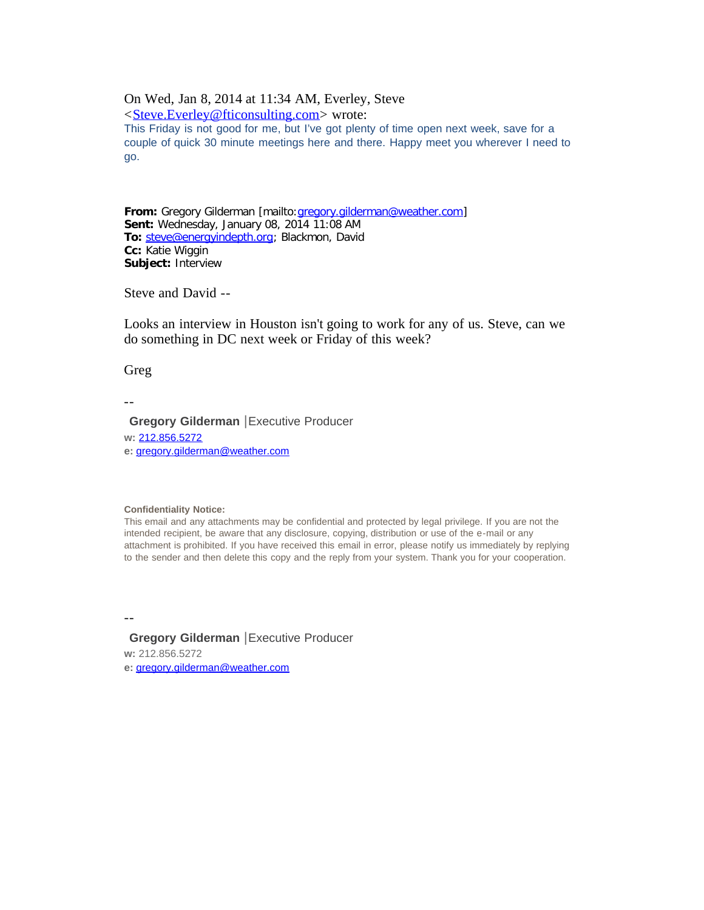On Wed, Jan 8, 2014 at 11:34 AM, Everley, Steve <Steve.Everley@fticonsulting.com> wrote:

This Friday is not good for me, but I've got plenty of time open next week, save for a couple of quick 30 minute meetings here and there. Happy meet you wherever I need to go.

**From:** Gregory Gilderman [mailto:gregory.gilderman@weather.com]
**Sent:** Wednesday, January 08, 2014 11:08 AM
**To:** steve@energyindepth.org; Blackmon, David
**Cc:** Katie Wiggin
**Subject:** Interview

Steve and David --

Looks an interview in Houston isn't going to work for any of us. Steve, can we do something in DC next week or Friday of this week?

Greg

--

**Gregory Gilderman** |Executive Producer
**w:** 212.856.5272
**e:** gregory.gilderman@weather.com

**Confidentiality Notice:**
This email and any attachments may be confidential and protected by legal privilege. If you are not the intended recipient, be aware that any disclosure, copying, distribution or use of the e-mail or any attachment is prohibited. If you have received this email in error, please notify us immediately by replying to the sender and then delete this copy and the reply from your system. Thank you for your cooperation.

--

**Gregory Gilderman** |Executive Producer
**w:** 212.856.5272
**e:** gregory.gilderman@weather.com